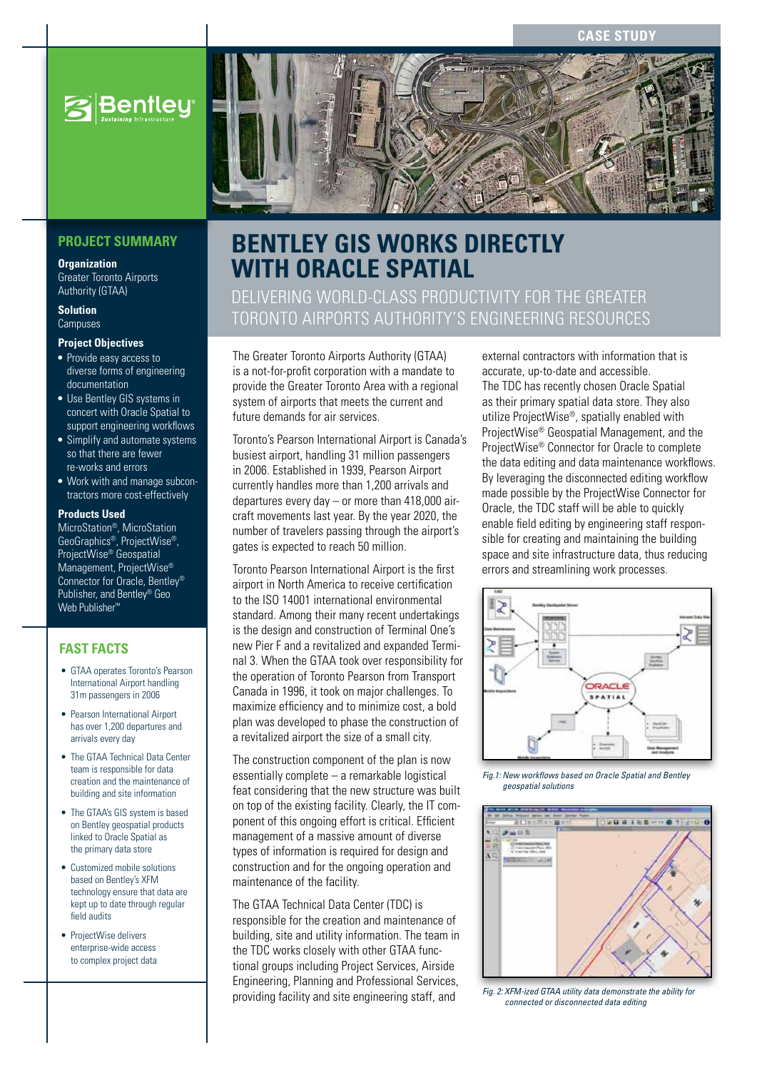CASE STUDY

# BENTLEY GIS WORKS DIRECTLY WITH ORACLE SPATIAL

## DELIVERING WORLD-CLASS PRODUCTIVITY FOR THE GREATER TORONTO AIRPORTS AUTHORITY'S ENGINEERING RESOURCES

### PROJECT SUMMARY

**Organization**
Greater Toronto Airports Authority (GTAA)

**Solution**
Campuses

**Project Objectives**

- Provide easy access to diverse forms of engineering documentation
- Use Bentley GIS systems in concert with Oracle Spatial to support engineering workflows
- Simplify and automate systems so that there are fewer re-works and errors
- Work with and manage subcontractors more cost-effectively

**Products Used**
MicroStation®, MicroStation GeoGraphics®, ProjectWise®, ProjectWise® Geospatial Management, ProjectWise® Connector for Oracle, Bentley® Publisher, and Bentley® Geo Web Publisher™

### FAST FACTS

- GTAA operates Toronto's Pearson International Airport handling 31m passengers in 2006
- Pearson International Airport has over 1,200 departures and arrivals every day
- The GTAA Technical Data Center team is responsible for data creation and the maintenance of building and site information
- The GTAA's GIS system is based on Bentley geospatial products linked to Oracle Spatial as the primary data store
- Customized mobile solutions based on Bentley's XFM technology ensure that data are kept up to date through regular field audits
- ProjectWise delivers enterprise-wide access to complex project data

The Greater Toronto Airports Authority (GTAA) is a not-for-profit corporation with a mandate to provide the Greater Toronto Area with a regional system of airports that meets the current and future demands for air services.

Toronto's Pearson International Airport is Canada's busiest airport, handling 31 million passengers in 2006. Established in 1939, Pearson Airport currently handles more than 1,200 arrivals and departures every day – or more than 418,000 aircraft movements last year. By the year 2020, the number of travelers passing through the airport's gates is expected to reach 50 million.

Toronto Pearson International Airport is the first airport in North America to receive certification to the ISO 14001 international environmental standard. Among their many recent undertakings is the design and construction of Terminal One's new Pier F and a revitalized and expanded Terminal 3. When the GTAA took over responsibility for the operation of Toronto Pearson from Transport Canada in 1996, it took on major challenges. To maximize efficiency and to minimize cost, a bold plan was developed to phase the construction of a revitalized airport the size of a small city.

The construction component of the plan is now essentially complete – a remarkable logistical feat considering that the new structure was built on top of the existing facility. Clearly, the IT component of this ongoing effort is critical. Efficient management of a massive amount of diverse types of information is required for design and construction and for the ongoing operation and maintenance of the facility.

The GTAA Technical Data Center (TDC) is responsible for the creation and maintenance of building, site and utility information. The team in the TDC works closely with other GTAA functional groups including Project Services, Airside Engineering, Planning and Professional Services, providing facility and site engineering staff, and external contractors with information that is accurate, up-to-date and accessible.

The TDC has recently chosen Oracle Spatial as their primary spatial data store. They also utilize ProjectWise®, spatially enabled with ProjectWise® Geospatial Management, and the ProjectWise® Connector for Oracle to complete the data editing and data maintenance workflows. By leveraging the disconnected editing workflow made possible by the ProjectWise Connector for Oracle, the TDC staff will be able to quickly enable field editing by engineering staff responsible for creating and maintaining the building space and site infrastructure data, thus reducing errors and streamlining work processes.

*Fig. 1: New workflows based on Oracle Spatial and Bentley geospatial solutions*

*Fig. 2: XFM-ized GTAA utility data demonstrate the ability for connected or disconnected data editing*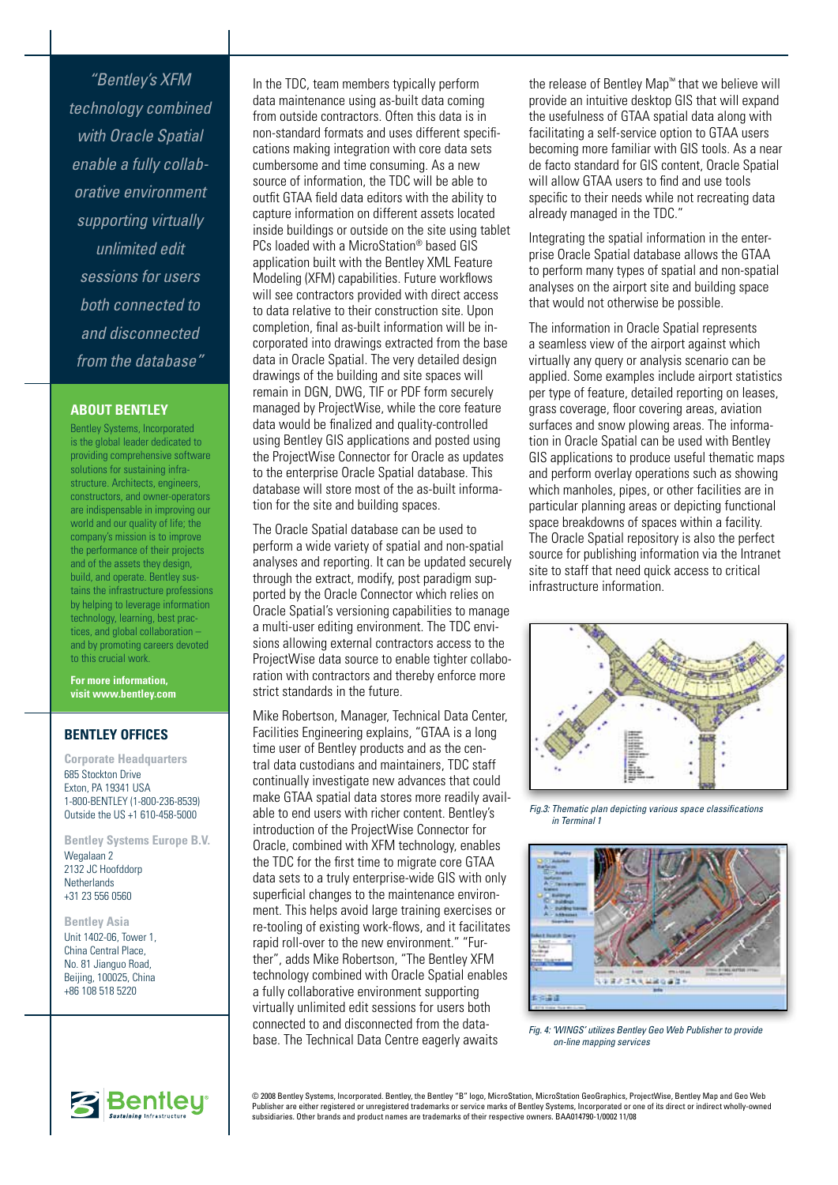*"Bentley's XFM technology combined with Oracle Spatial enable a fully collaborative environment supporting virtually unlimited edit sessions for users both connected to and disconnected from the database"*

In the TDC, team members typically perform data maintenance using as-built data coming from outside contractors. Often this data is in non-standard formats and uses different specifications making integration with core data sets cumbersome and time consuming. As a new source of information, the TDC will be able to outfit GTAA field data editors with the ability to capture information on different assets located inside buildings or outside on the site using tablet PCs loaded with a MicroStation® based GIS application built with the Bentley XML Feature Modeling (XFM) capabilities. Future workflows will see contractors provided with direct access to data relative to their construction site. Upon completion, final as-built information will be incorporated into drawings extracted from the base data in Oracle Spatial. The very detailed design drawings of the building and site spaces will remain in DGN, DWG, TIF or PDF form securely managed by ProjectWise, while the core feature data would be finalized and quality-controlled using Bentley GIS applications and posted using the ProjectWise Connector for Oracle as updates to the enterprise Oracle Spatial database. This database will store most of the as-built information for the site and building spaces.

The Oracle Spatial database can be used to perform a wide variety of spatial and non-spatial analyses and reporting. It can be updated securely through the extract, modify, post paradigm supported by the Oracle Connector which relies on Oracle Spatial's versioning capabilities to manage a multi-user editing environment. The TDC envisions allowing external contractors access to the ProjectWise data source to enable tighter collaboration with contractors and thereby enforce more strict standards in the future.

Mike Robertson, Manager, Technical Data Center, Facilities Engineering explains, "GTAA is a long time user of Bentley products and as the central data custodians and maintainers, TDC staff continually investigate new advances that could make GTAA spatial data stores more readily available to end users with richer content. Bentley's introduction of the ProjectWise Connector for Oracle, combined with XFM technology, enables the TDC for the first time to migrate core GTAA data sets to a truly enterprise-wide GIS with only superficial changes to the maintenance environment. This helps avoid large training exercises or re-tooling of existing work-flows, and it facilitates rapid roll-over to the new environment." "Further", adds Mike Robertson, "The Bentley XFM technology combined with Oracle Spatial enables a fully collaborative environment supporting virtually unlimited edit sessions for users both connected to and disconnected from the database. The Technical Data Centre eagerly awaits the release of Bentley Map™ that we believe will provide an intuitive desktop GIS that will expand the usefulness of GTAA spatial data along with facilitating a self-service option to GTAA users becoming more familiar with GIS tools. As a near de facto standard for GIS content, Oracle Spatial will allow GTAA users to find and use tools specific to their needs while not recreating data already managed in the TDC."

Integrating the spatial information in the enterprise Oracle Spatial database allows the GTAA to perform many types of spatial and non-spatial analyses on the airport site and building space that would not otherwise be possible.

The information in Oracle Spatial represents a seamless view of the airport against which virtually any query or analysis scenario can be applied. Some examples include airport statistics per type of feature, detailed reporting on leases, grass coverage, floor covering areas, aviation surfaces and snow plowing areas. The information in Oracle Spatial can be used with Bentley GIS applications to produce useful thematic maps and perform overlay operations such as showing which manholes, pipes, or other facilities are in particular planning areas or depicting functional space breakdowns of spaces within a facility. The Oracle Spatial repository is also the perfect source for publishing information via the Intranet site to staff that need quick access to critical infrastructure information.

*Fig.3: Thematic plan depicting various space classifications in Terminal 1*

*Fig. 4: 'WINGS' utilizes Bentley Geo Web Publisher to provide on-line mapping services*

## ABOUT BENTLEY

Bentley Systems, Incorporated is the global leader dedicated to providing comprehensive software solutions for sustaining infrastructure. Architects, engineers, constructors, and owner-operators are indispensable in improving our world and our quality of life; the company's mission is to improve the performance of their projects and of the assets they design, build, and operate. Bentley sustains the infrastructure professions by helping to leverage information technology, learning, best practices, and global collaboration – and by promoting careers devoted to this crucial work.

**For more information, visit www.bentley.com**

## BENTLEY OFFICES

**Corporate Headquarters**
685 Stockton Drive
Exton, PA 19341 USA
1-800-BENTLEY (1-800-236-8539)
Outside the US +1 610-458-5000

**Bentley Systems Europe B.V.**
Wegalaan 2
2132 JC Hoofddorp
Netherlands
+31 23 556 0560

**Bentley Asia**
Unit 1402-06, Tower 1,
China Central Place,
No. 81 Jianguo Road,
Beijing, 100025, China
+86 108 518 5220

© 2008 Bentley Systems, Incorporated. Bentley, the Bentley "B" logo, MicroStation, MicroStation GeoGraphics, ProjectWise, Bentley Map and Geo Web Publisher are either registered or unregistered trademarks or service marks of Bentley Systems, Incorporated or one of its direct or indirect wholly-owned subsidiaries. Other brands and product names are trademarks of their respective owners. BAA014790-1/0002 11/08